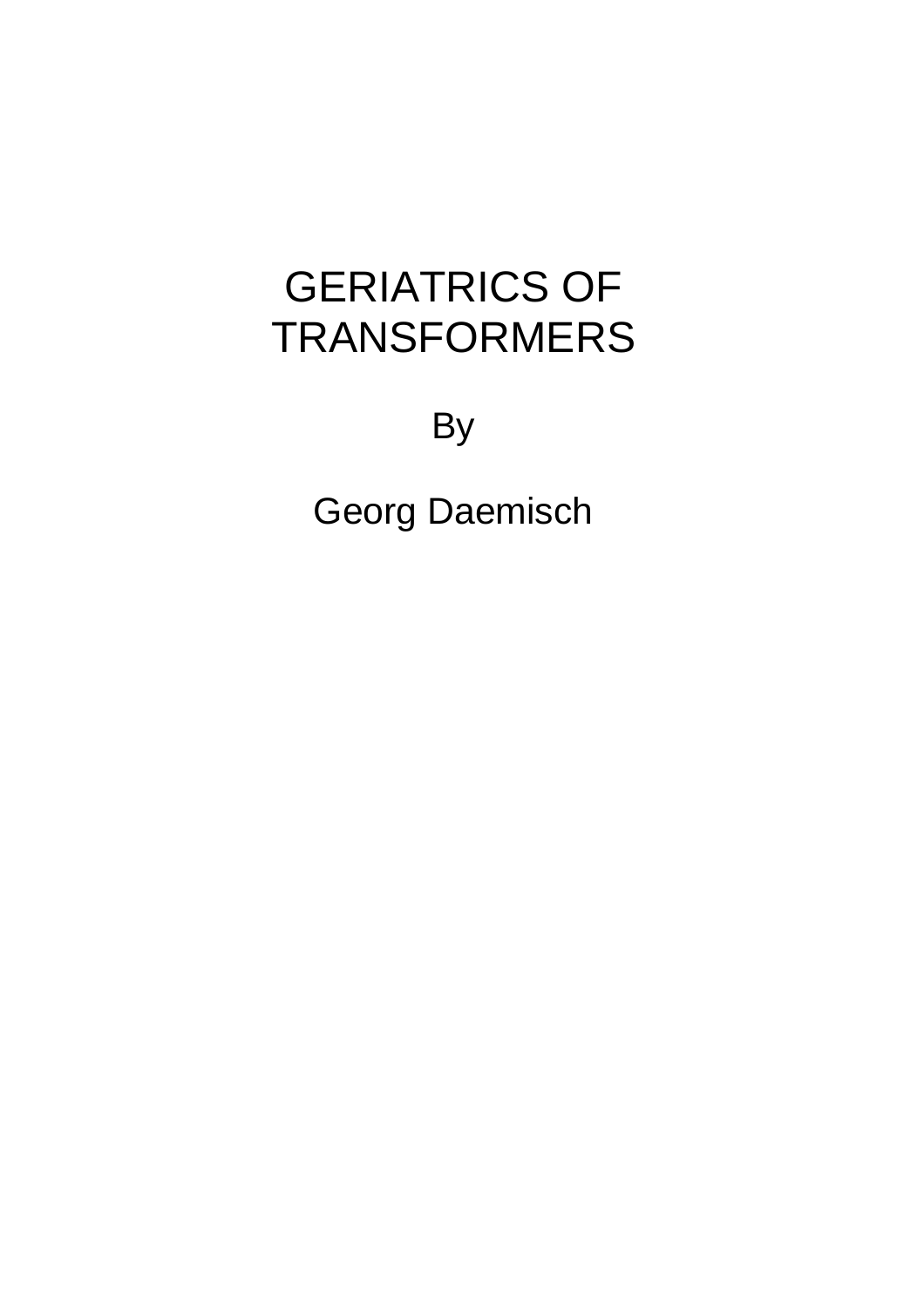# GERIATRICS OF TRANSFORMERS

By

Georg Daemisch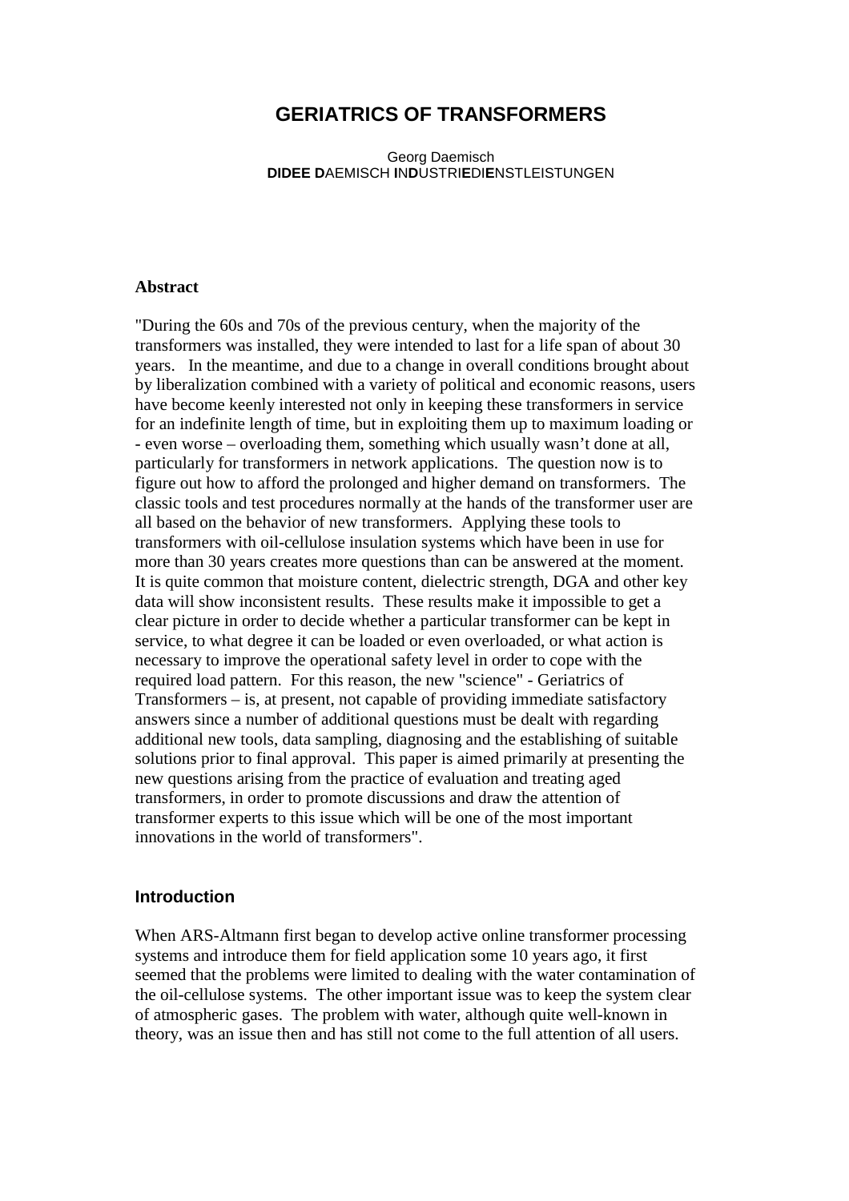# GERIATRICS OF TRANSFORMERS

Georg Daemisch
**DIDEE D**AEMISCH **I**N**D**USTRI**E**DI**E**NSTLEISTUNGEN

### Abstract

"During the 60s and 70s of the previous century, when the majority of the transformers was installed, they were intended to last for a life span of about 30 years. In the meantime, and due to a change in overall conditions brought about by liberalization combined with a variety of political and economic reasons, users have become keenly interested not only in keeping these transformers in service for an indefinite length of time, but in exploiting them up to maximum loading or - even worse – overloading them, something which usually wasn't done at all, particularly for transformers in network applications. The question now is to figure out how to afford the prolonged and higher demand on transformers. The classic tools and test procedures normally at the hands of the transformer user are all based on the behavior of new transformers. Applying these tools to transformers with oil-cellulose insulation systems which have been in use for more than 30 years creates more questions than can be answered at the moment. It is quite common that moisture content, dielectric strength, DGA and other key data will show inconsistent results. These results make it impossible to get a clear picture in order to decide whether a particular transformer can be kept in service, to what degree it can be loaded or even overloaded, or what action is necessary to improve the operational safety level in order to cope with the required load pattern. For this reason, the new "science" - Geriatrics of Transformers – is, at present, not capable of providing immediate satisfactory answers since a number of additional questions must be dealt with regarding additional new tools, data sampling, diagnosing and the establishing of suitable solutions prior to final approval. This paper is aimed primarily at presenting the new questions arising from the practice of evaluation and treating aged transformers, in order to promote discussions and draw the attention of transformer experts to this issue which will be one of the most important innovations in the world of transformers".

## Introduction

When ARS-Altmann first began to develop active online transformer processing systems and introduce them for field application some 10 years ago, it first seemed that the problems were limited to dealing with the water contamination of the oil-cellulose systems. The other important issue was to keep the system clear of atmospheric gases. The problem with water, although quite well-known in theory, was an issue then and has still not come to the full attention of all users.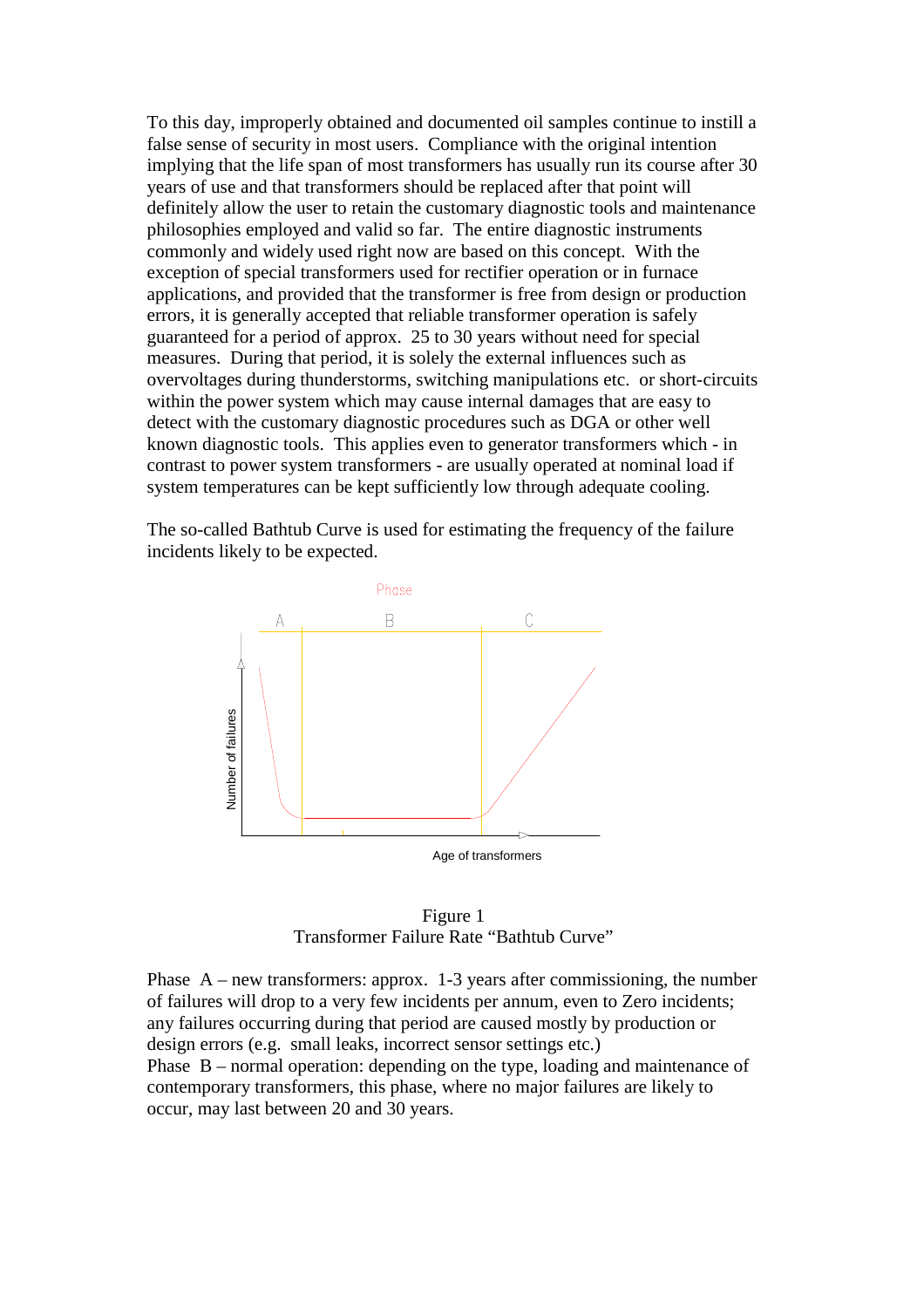To this day, improperly obtained and documented oil samples continue to instill a false sense of security in most users. Compliance with the original intention implying that the life span of most transformers has usually run its course after 30 years of use and that transformers should be replaced after that point will definitely allow the user to retain the customary diagnostic tools and maintenance philosophies employed and valid so far. The entire diagnostic instruments commonly and widely used right now are based on this concept. With the exception of special transformers used for rectifier operation or in furnace applications, and provided that the transformer is free from design or production errors, it is generally accepted that reliable transformer operation is safely guaranteed for a period of approx. 25 to 30 years without need for special measures. During that period, it is solely the external influences such as overvoltages during thunderstorms, switching manipulations etc. or short-circuits within the power system which may cause internal damages that are easy to detect with the customary diagnostic procedures such as DGA or other well known diagnostic tools. This applies even to generator transformers which - in contrast to power system transformers - are usually operated at nominal load if system temperatures can be kept sufficiently low through adequate cooling.

The so-called Bathtub Curve is used for estimating the frequency of the failure incidents likely to be expected.

Figure 1
Transformer Failure Rate "Bathtub Curve"

Phase A – new transformers: approx. 1-3 years after commissioning, the number of failures will drop to a very few incidents per annum, even to Zero incidents; any failures occurring during that period are caused mostly by production or design errors (e.g. small leaks, incorrect sensor settings etc.)
Phase B – normal operation: depending on the type, loading and maintenance of contemporary transformers, this phase, where no major failures are likely to occur, may last between 20 and 30 years.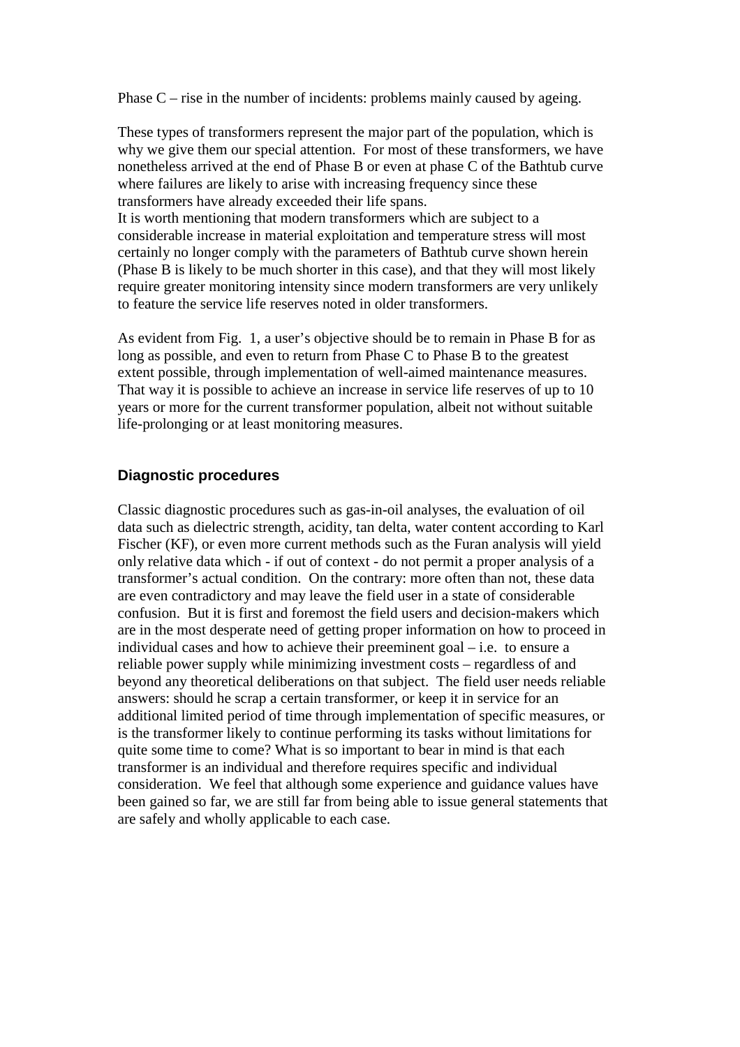Phase C – rise in the number of incidents: problems mainly caused by ageing.

These types of transformers represent the major part of the population, which is why we give them our special attention. For most of these transformers, we have nonetheless arrived at the end of Phase B or even at phase C of the Bathtub curve where failures are likely to arise with increasing frequency since these transformers have already exceeded their life spans.
It is worth mentioning that modern transformers which are subject to a considerable increase in material exploitation and temperature stress will most certainly no longer comply with the parameters of Bathtub curve shown herein (Phase B is likely to be much shorter in this case), and that they will most likely require greater monitoring intensity since modern transformers are very unlikely to feature the service life reserves noted in older transformers.

As evident from Fig. 1, a user's objective should be to remain in Phase B for as long as possible, and even to return from Phase C to Phase B to the greatest extent possible, through implementation of well-aimed maintenance measures. That way it is possible to achieve an increase in service life reserves of up to 10 years or more for the current transformer population, albeit not without suitable life-prolonging or at least monitoring measures.

## Diagnostic procedures

Classic diagnostic procedures such as gas-in-oil analyses, the evaluation of oil data such as dielectric strength, acidity, tan delta, water content according to Karl Fischer (KF), or even more current methods such as the Furan analysis will yield only relative data which - if out of context - do not permit a proper analysis of a transformer's actual condition. On the contrary: more often than not, these data are even contradictory and may leave the field user in a state of considerable confusion. But it is first and foremost the field users and decision-makers which are in the most desperate need of getting proper information on how to proceed in individual cases and how to achieve their preeminent goal – i.e. to ensure a reliable power supply while minimizing investment costs – regardless of and beyond any theoretical deliberations on that subject. The field user needs reliable answers: should he scrap a certain transformer, or keep it in service for an additional limited period of time through implementation of specific measures, or is the transformer likely to continue performing its tasks without limitations for quite some time to come? What is so important to bear in mind is that each transformer is an individual and therefore requires specific and individual consideration. We feel that although some experience and guidance values have been gained so far, we are still far from being able to issue general statements that are safely and wholly applicable to each case.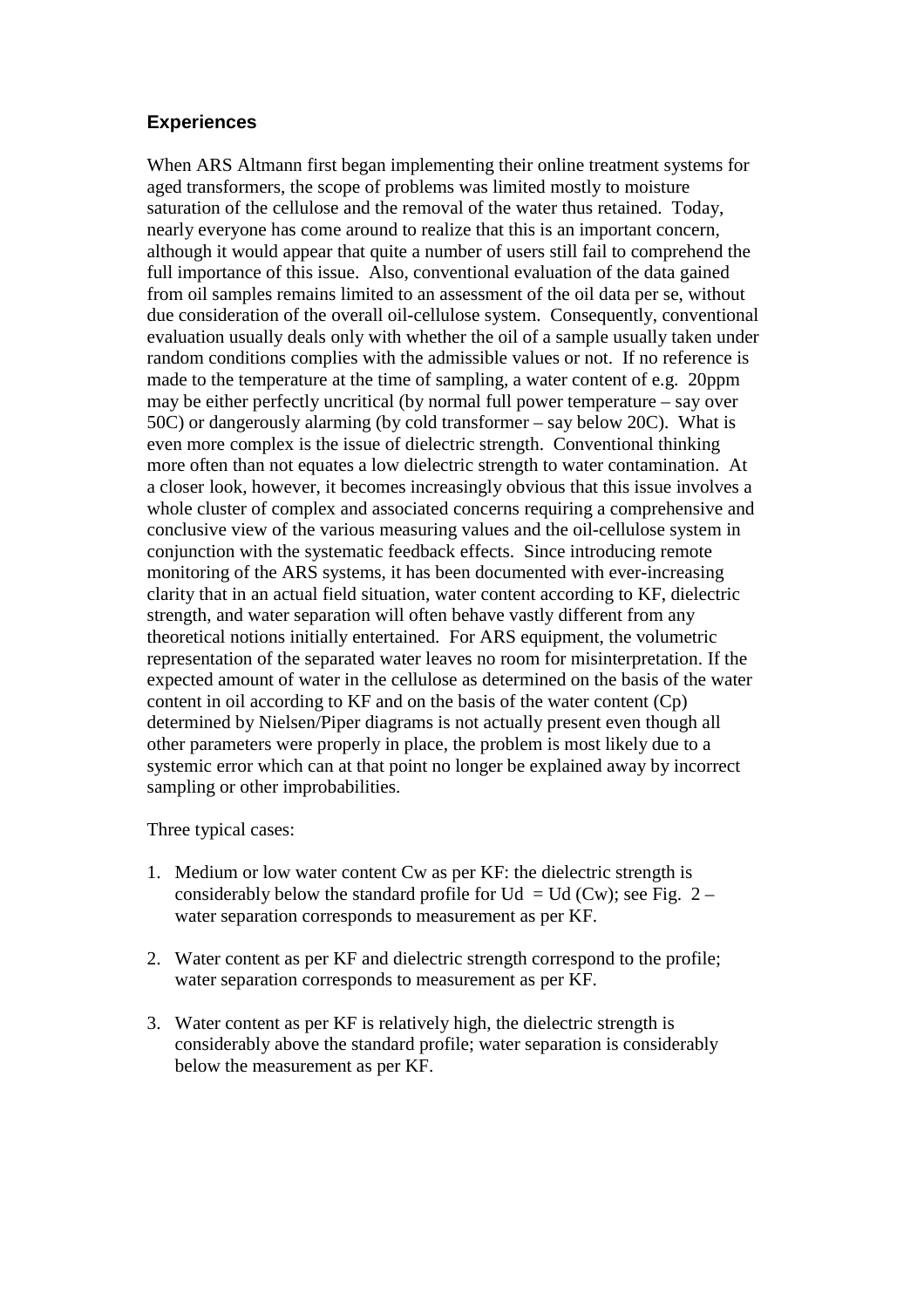## Experiences

When ARS Altmann first began implementing their online treatment systems for aged transformers, the scope of problems was limited mostly to moisture saturation of the cellulose and the removal of the water thus retained. Today, nearly everyone has come around to realize that this is an important concern, although it would appear that quite a number of users still fail to comprehend the full importance of this issue. Also, conventional evaluation of the data gained from oil samples remains limited to an assessment of the oil data per se, without due consideration of the overall oil-cellulose system. Consequently, conventional evaluation usually deals only with whether the oil of a sample usually taken under random conditions complies with the admissible values or not. If no reference is made to the temperature at the time of sampling, a water content of e.g. 20ppm may be either perfectly uncritical (by normal full power temperature – say over 50C) or dangerously alarming (by cold transformer – say below 20C). What is even more complex is the issue of dielectric strength. Conventional thinking more often than not equates a low dielectric strength to water contamination. At a closer look, however, it becomes increasingly obvious that this issue involves a whole cluster of complex and associated concerns requiring a comprehensive and conclusive view of the various measuring values and the oil-cellulose system in conjunction with the systematic feedback effects. Since introducing remote monitoring of the ARS systems, it has been documented with ever-increasing clarity that in an actual field situation, water content according to KF, dielectric strength, and water separation will often behave vastly different from any theoretical notions initially entertained. For ARS equipment, the volumetric representation of the separated water leaves no room for misinterpretation. If the expected amount of water in the cellulose as determined on the basis of the water content in oil according to KF and on the basis of the water content (Cp) determined by Nielsen/Piper diagrams is not actually present even though all other parameters were properly in place, the problem is most likely due to a systemic error which can at that point no longer be explained away by incorrect sampling or other improbabilities.

Three typical cases:

1. Medium or low water content Cw as per KF: the dielectric strength is considerably below the standard profile for Ud = Ud (Cw); see Fig. 2 – water separation corresponds to measurement as per KF.

2. Water content as per KF and dielectric strength correspond to the profile; water separation corresponds to measurement as per KF.

3. Water content as per KF is relatively high, the dielectric strength is considerably above the standard profile; water separation is considerably below the measurement as per KF.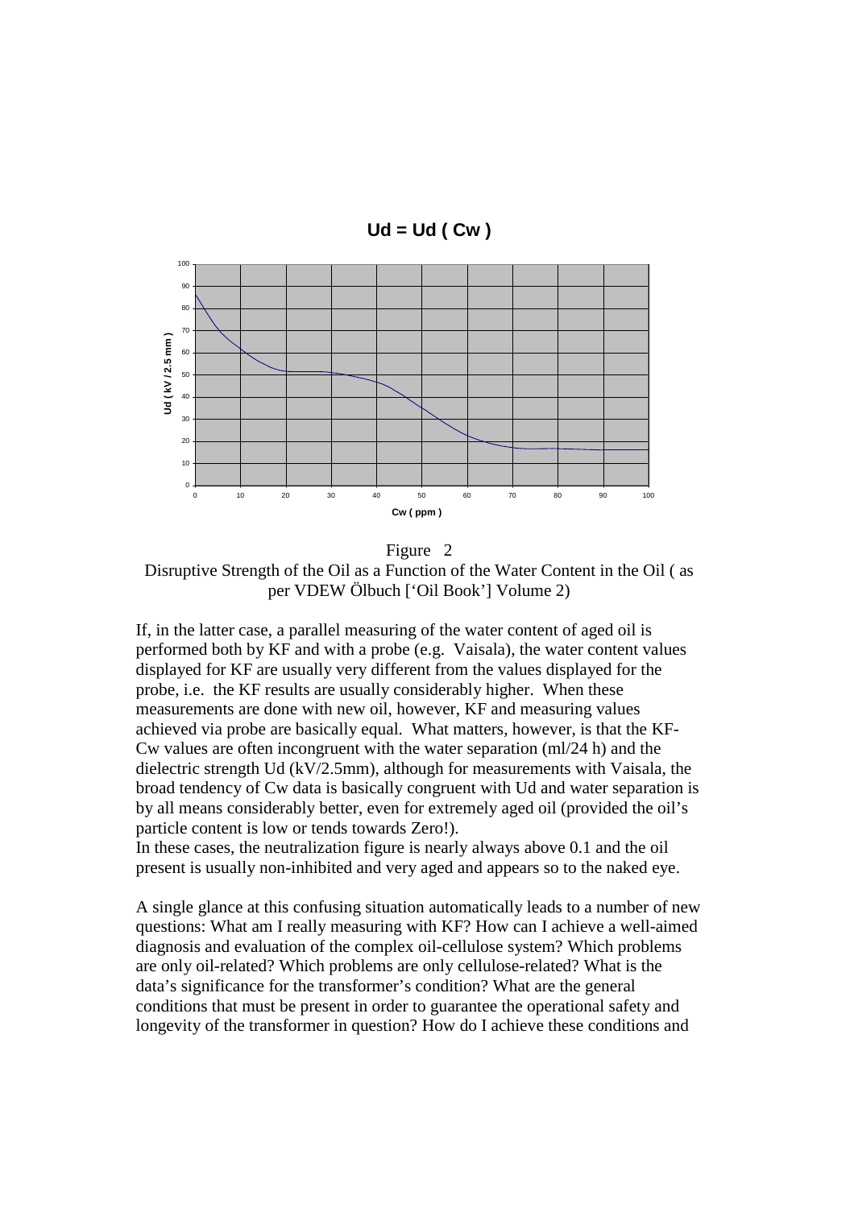**Ud = Ud ( Cw )**

Figure 2
Disruptive Strength of the Oil as a Function of the Water Content in the Oil ( as per VDEW Ölbuch ['Oil Book'] Volume 2)

If, in the latter case, a parallel measuring of the water content of aged oil is performed both by KF and with a probe (e.g. Vaisala), the water content values displayed for KF are usually very different from the values displayed for the probe, i.e. the KF results are usually considerably higher. When these measurements are done with new oil, however, KF and measuring values achieved via probe are basically equal. What matters, however, is that the KF-Cw values are often incongruent with the water separation (ml/24 h) and the dielectric strength Ud (kV/2.5mm), although for measurements with Vaisala, the broad tendency of Cw data is basically congruent with Ud and water separation is by all means considerably better, even for extremely aged oil (provided the oil's particle content is low or tends towards Zero!).
In these cases, the neutralization figure is nearly always above 0.1 and the oil present is usually non-inhibited and very aged and appears so to the naked eye.

A single glance at this confusing situation automatically leads to a number of new questions: What am I really measuring with KF? How can I achieve a well-aimed diagnosis and evaluation of the complex oil-cellulose system? Which problems are only oil-related? Which problems are only cellulose-related? What is the data's significance for the transformer's condition? What are the general conditions that must be present in order to guarantee the operational safety and longevity of the transformer in question? How do I achieve these conditions and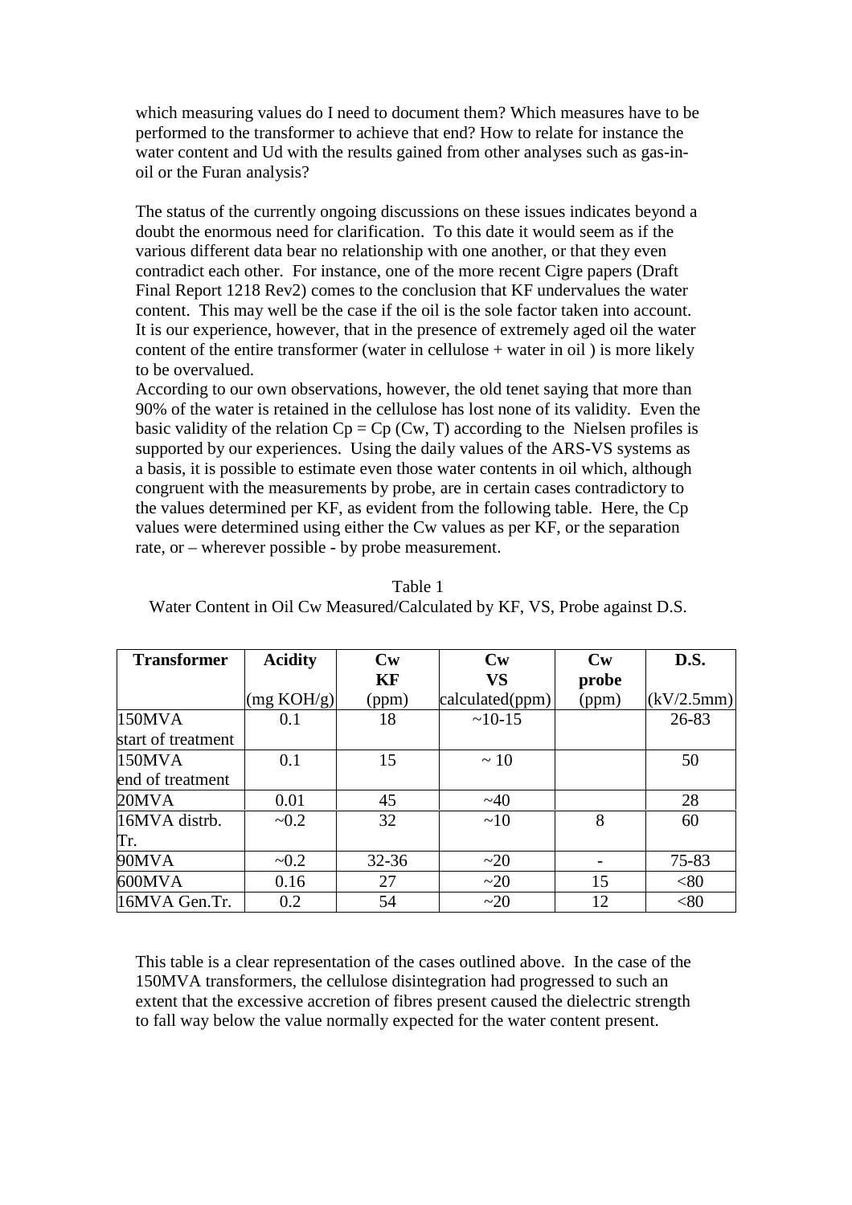which measuring values do I need to document them? Which measures have to be performed to the transformer to achieve that end? How to relate for instance the water content and Ud with the results gained from other analyses such as gas-in-oil or the Furan analysis?

The status of the currently ongoing discussions on these issues indicates beyond a doubt the enormous need for clarification. To this date it would seem as if the various different data bear no relationship with one another, or that they even contradict each other. For instance, one of the more recent Cigre papers (Draft Final Report 1218 Rev2) comes to the conclusion that KF undervalues the water content. This may well be the case if the oil is the sole factor taken into account. It is our experience, however, that in the presence of extremely aged oil the water content of the entire transformer (water in cellulose + water in oil ) is more likely to be overvalued.

According to our own observations, however, the old tenet saying that more than 90% of the water is retained in the cellulose has lost none of its validity. Even the basic validity of the relation $C_p = C_p(C_w, T)$ according to the Nielsen profiles is supported by our experiences. Using the daily values of the ARS-VS systems as a basis, it is possible to estimate even those water contents in oil which, although congruent with the measurements by probe, are in certain cases contradictory to the values determined per KF, as evident from the following table. Here, the Cp values were determined using either the Cw values as per KF, or the separation rate, or – wherever possible - by probe measurement.

Table 1
Water Content in Oil Cw Measured/Calculated by KF, VS, Probe against D.S.

| Transformer | Acidity (mg KOH/g) | Cw KF (ppm) | Cw VS calculated(ppm) | Cw probe (ppm) | D.S. (kV/2.5mm) |
|---|---|---|---|---|---|
| 150MVA start of treatment | 0.1 | 18 | ~10-15 | | 26-83 |
| 150MVA end of treatment | 0.1 | 15 | ~ 10 | | 50 |
| 20MVA | 0.01 | 45 | ~40 | | 28 |
| 16MVA distrb. Tr. | ~0.2 | 32 | ~10 | 8 | 60 |
| 90MVA | ~0.2 | 32-36 | ~20 | - | 75-83 |
| 600MVA | 0.16 | 27 | ~20 | 15 | <80 |
| 16MVA Gen.Tr. | 0.2 | 54 | ~20 | 12 | <80 |

This table is a clear representation of the cases outlined above. In the case of the 150MVA transformers, the cellulose disintegration had progressed to such an extent that the excessive accretion of fibres present caused the dielectric strength to fall way below the value normally expected for the water content present.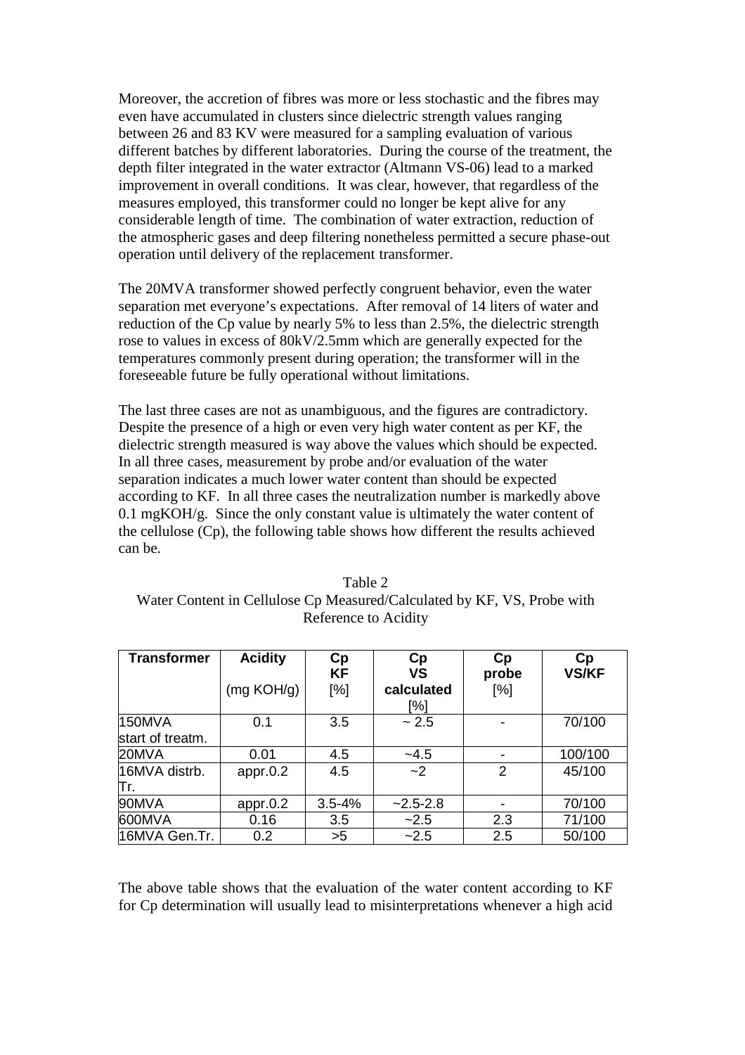Moreover, the accretion of fibres was more or less stochastic and the fibres may even have accumulated in clusters since dielectric strength values ranging between 26 and 83 KV were measured for a sampling evaluation of various different batches by different laboratories. During the course of the treatment, the depth filter integrated in the water extractor (Altmann VS-06) lead to a marked improvement in overall conditions. It was clear, however, that regardless of the measures employed, this transformer could no longer be kept alive for any considerable length of time. The combination of water extraction, reduction of the atmospheric gases and deep filtering nonetheless permitted a secure phase-out operation until delivery of the replacement transformer.

The 20MVA transformer showed perfectly congruent behavior, even the water separation met everyone's expectations. After removal of 14 liters of water and reduction of the Cp value by nearly 5% to less than 2.5%, the dielectric strength rose to values in excess of 80kV/2.5mm which are generally expected for the temperatures commonly present during operation; the transformer will in the foreseeable future be fully operational without limitations.

The last three cases are not as unambiguous, and the figures are contradictory. Despite the presence of a high or even very high water content as per KF, the dielectric strength measured is way above the values which should be expected. In all three cases, measurement by probe and/or evaluation of the water separation indicates a much lower water content than should be expected according to KF. In all three cases the neutralization number is markedly above 0.1 mgKOH/g. Since the only constant value is ultimately the water content of the cellulose (Cp), the following table shows how different the results achieved can be.

Table 2
Water Content in Cellulose Cp Measured/Calculated by KF, VS, Probe with Reference to Acidity

| Transformer | Acidity (mg KOH/g) | Cp KF [%] | Cp VS calculated [%] | Cp probe [%] | Cp VS/KF |
|---|---|---|---|---|---|
| 150MVA start of treatm. | 0.1 | 3.5 | ~ 2.5 | - | 70/100 |
| 20MVA | 0.01 | 4.5 | ~4.5 | - | 100/100 |
| 16MVA distrb. Tr. | appr.0.2 | 4.5 | ~2 | 2 | 45/100 |
| 90MVA | appr.0.2 | 3.5-4% | ~2.5-2.8 | - | 70/100 |
| 600MVA | 0.16 | 3.5 | ~2.5 | 2.3 | 71/100 |
| 16MVA Gen.Tr. | 0.2 | >5 | ~2.5 | 2.5 | 50/100 |

The above table shows that the evaluation of the water content according to KF for Cp determination will usually lead to misinterpretations whenever a high acid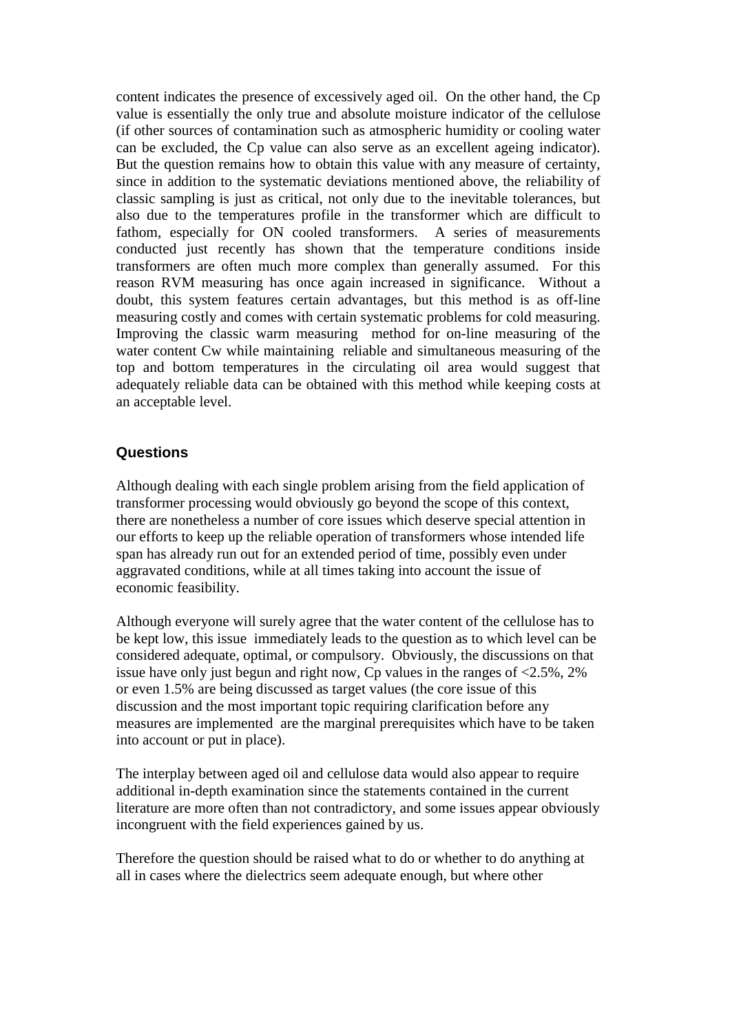content indicates the presence of excessively aged oil. On the other hand, the Cp value is essentially the only true and absolute moisture indicator of the cellulose (if other sources of contamination such as atmospheric humidity or cooling water can be excluded, the Cp value can also serve as an excellent ageing indicator). But the question remains how to obtain this value with any measure of certainty, since in addition to the systematic deviations mentioned above, the reliability of classic sampling is just as critical, not only due to the inevitable tolerances, but also due to the temperatures profile in the transformer which are difficult to fathom, especially for ON cooled transformers. A series of measurements conducted just recently has shown that the temperature conditions inside transformers are often much more complex than generally assumed. For this reason RVM measuring has once again increased in significance. Without a doubt, this system features certain advantages, but this method is as off-line measuring costly and comes with certain systematic problems for cold measuring. Improving the classic warm measuring method for on-line measuring of the water content Cw while maintaining reliable and simultaneous measuring of the top and bottom temperatures in the circulating oil area would suggest that adequately reliable data can be obtained with this method while keeping costs at an acceptable level.

## Questions

Although dealing with each single problem arising from the field application of transformer processing would obviously go beyond the scope of this context, there are nonetheless a number of core issues which deserve special attention in our efforts to keep up the reliable operation of transformers whose intended life span has already run out for an extended period of time, possibly even under aggravated conditions, while at all times taking into account the issue of economic feasibility.

Although everyone will surely agree that the water content of the cellulose has to be kept low, this issue immediately leads to the question as to which level can be considered adequate, optimal, or compulsory. Obviously, the discussions on that issue have only just begun and right now, Cp values in the ranges of <2.5%, 2% or even 1.5% are being discussed as target values (the core issue of this discussion and the most important topic requiring clarification before any measures are implemented are the marginal prerequisites which have to be taken into account or put in place).

The interplay between aged oil and cellulose data would also appear to require additional in-depth examination since the statements contained in the current literature are more often than not contradictory, and some issues appear obviously incongruent with the field experiences gained by us.

Therefore the question should be raised what to do or whether to do anything at all in cases where the dielectrics seem adequate enough, but where other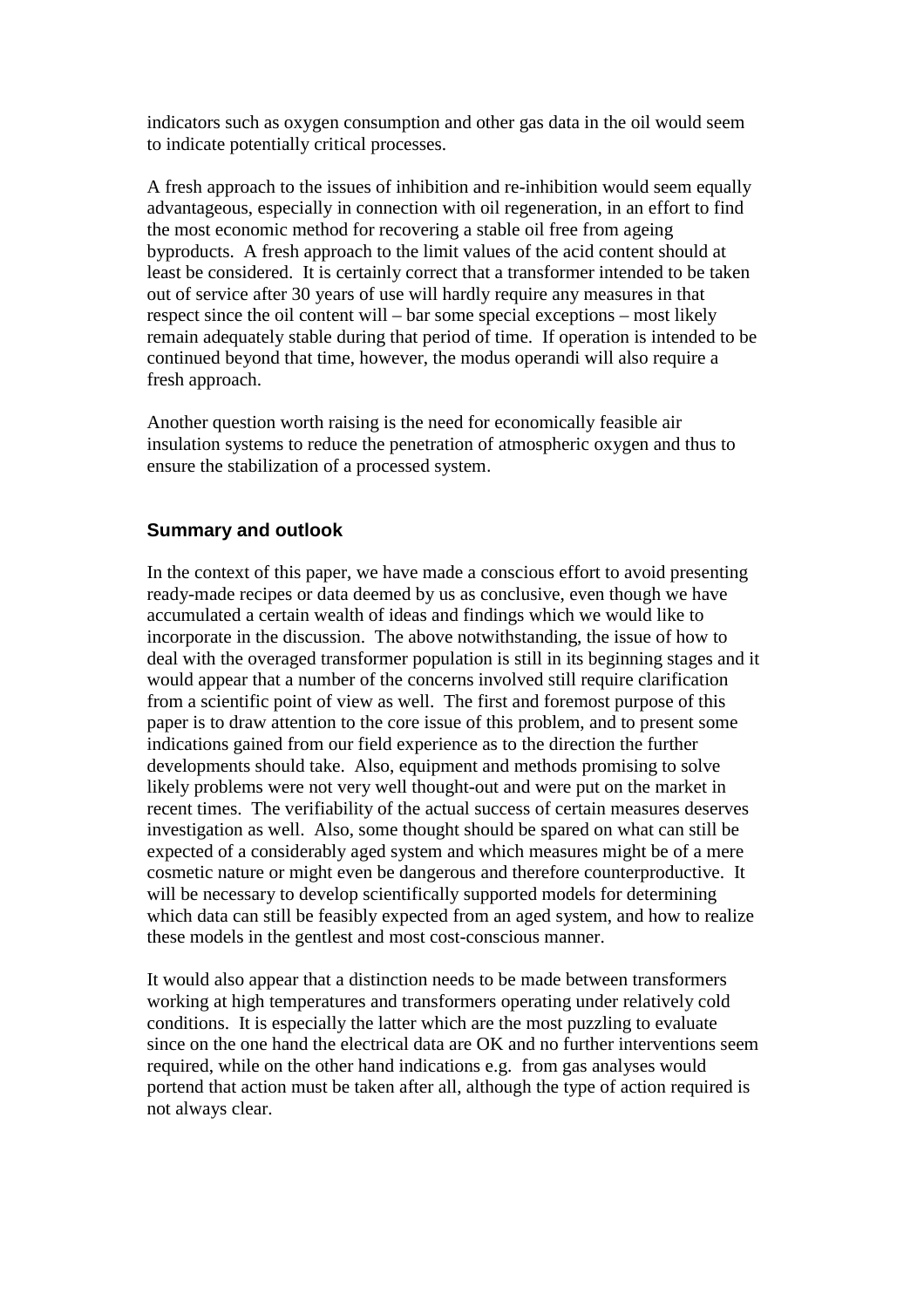indicators such as oxygen consumption and other gas data in the oil would seem to indicate potentially critical processes.

A fresh approach to the issues of inhibition and re-inhibition would seem equally advantageous, especially in connection with oil regeneration, in an effort to find the most economic method for recovering a stable oil free from ageing byproducts. A fresh approach to the limit values of the acid content should at least be considered. It is certainly correct that a transformer intended to be taken out of service after 30 years of use will hardly require any measures in that respect since the oil content will – bar some special exceptions – most likely remain adequately stable during that period of time. If operation is intended to be continued beyond that time, however, the modus operandi will also require a fresh approach.

Another question worth raising is the need for economically feasible air insulation systems to reduce the penetration of atmospheric oxygen and thus to ensure the stabilization of a processed system.

## Summary and outlook

In the context of this paper, we have made a conscious effort to avoid presenting ready-made recipes or data deemed by us as conclusive, even though we have accumulated a certain wealth of ideas and findings which we would like to incorporate in the discussion. The above notwithstanding, the issue of how to deal with the overaged transformer population is still in its beginning stages and it would appear that a number of the concerns involved still require clarification from a scientific point of view as well. The first and foremost purpose of this paper is to draw attention to the core issue of this problem, and to present some indications gained from our field experience as to the direction the further developments should take. Also, equipment and methods promising to solve likely problems were not very well thought-out and were put on the market in recent times. The verifiability of the actual success of certain measures deserves investigation as well. Also, some thought should be spared on what can still be expected of a considerably aged system and which measures might be of a mere cosmetic nature or might even be dangerous and therefore counterproductive. It will be necessary to develop scientifically supported models for determining which data can still be feasibly expected from an aged system, and how to realize these models in the gentlest and most cost-conscious manner.

It would also appear that a distinction needs to be made between transformers working at high temperatures and transformers operating under relatively cold conditions. It is especially the latter which are the most puzzling to evaluate since on the one hand the electrical data are OK and no further interventions seem required, while on the other hand indications e.g. from gas analyses would portend that action must be taken after all, although the type of action required is not always clear.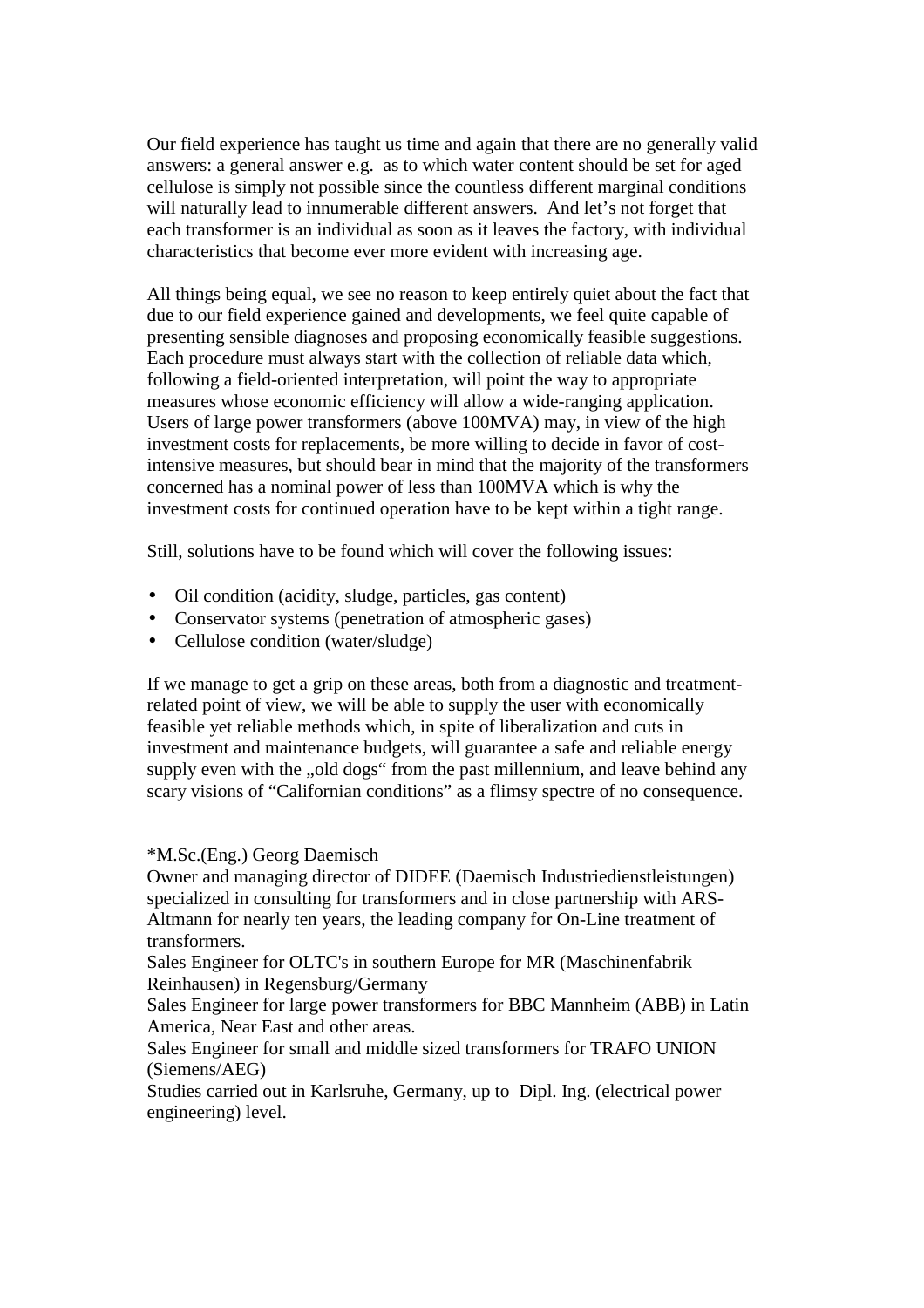Our field experience has taught us time and again that there are no generally valid answers: a general answer e.g.  as to which water content should be set for aged cellulose is simply not possible since the countless different marginal conditions will naturally lead to innumerable different answers.  And let's not forget that each transformer is an individual as soon as it leaves the factory, with individual characteristics that become ever more evident with increasing age.

All things being equal, we see no reason to keep entirely quiet about the fact that due to our field experience gained and developments, we feel quite capable of presenting sensible diagnoses and proposing economically feasible suggestions. Each procedure must always start with the collection of reliable data which, following a field-oriented interpretation, will point the way to appropriate measures whose economic efficiency will allow a wide-ranging application. Users of large power transformers (above 100MVA) may, in view of the high investment costs for replacements, be more willing to decide in favor of cost-intensive measures, but should bear in mind that the majority of the transformers concerned has a nominal power of less than 100MVA which is why the investment costs for continued operation have to be kept within a tight range.

Still, solutions have to be found which will cover the following issues:

- Oil condition (acidity, sludge, particles, gas content)
- Conservator systems (penetration of atmospheric gases)
- Cellulose condition (water/sludge)

If we manage to get a grip on these areas, both from a diagnostic and treatment-related point of view, we will be able to supply the user with economically feasible yet reliable methods which, in spite of liberalization and cuts in investment and maintenance budgets, will guarantee a safe and reliable energy supply even with the „old dogs" from the past millennium, and leave behind any scary visions of "Californian conditions" as a flimsy spectre of no consequence.

*M.Sc.(Eng.) Georg Daemisch
Owner and managing director of DIDEE (Daemisch Industriedienstleistungen) specialized in consulting for transformers and in close partnership with ARS-Altmann for nearly ten years, the leading company for On-Line treatment of transformers.
Sales Engineer for OLTC's in southern Europe for MR (Maschinenfabrik Reinhausen) in Regensburg/Germany
Sales Engineer for large power transformers for BBC Mannheim (ABB) in Latin America, Near East and other areas.
Sales Engineer for small and middle sized transformers for TRAFO UNION (Siemens/AEG)
Studies carried out in Karlsruhe, Germany, up to  Dipl. Ing. (electrical power engineering) level.